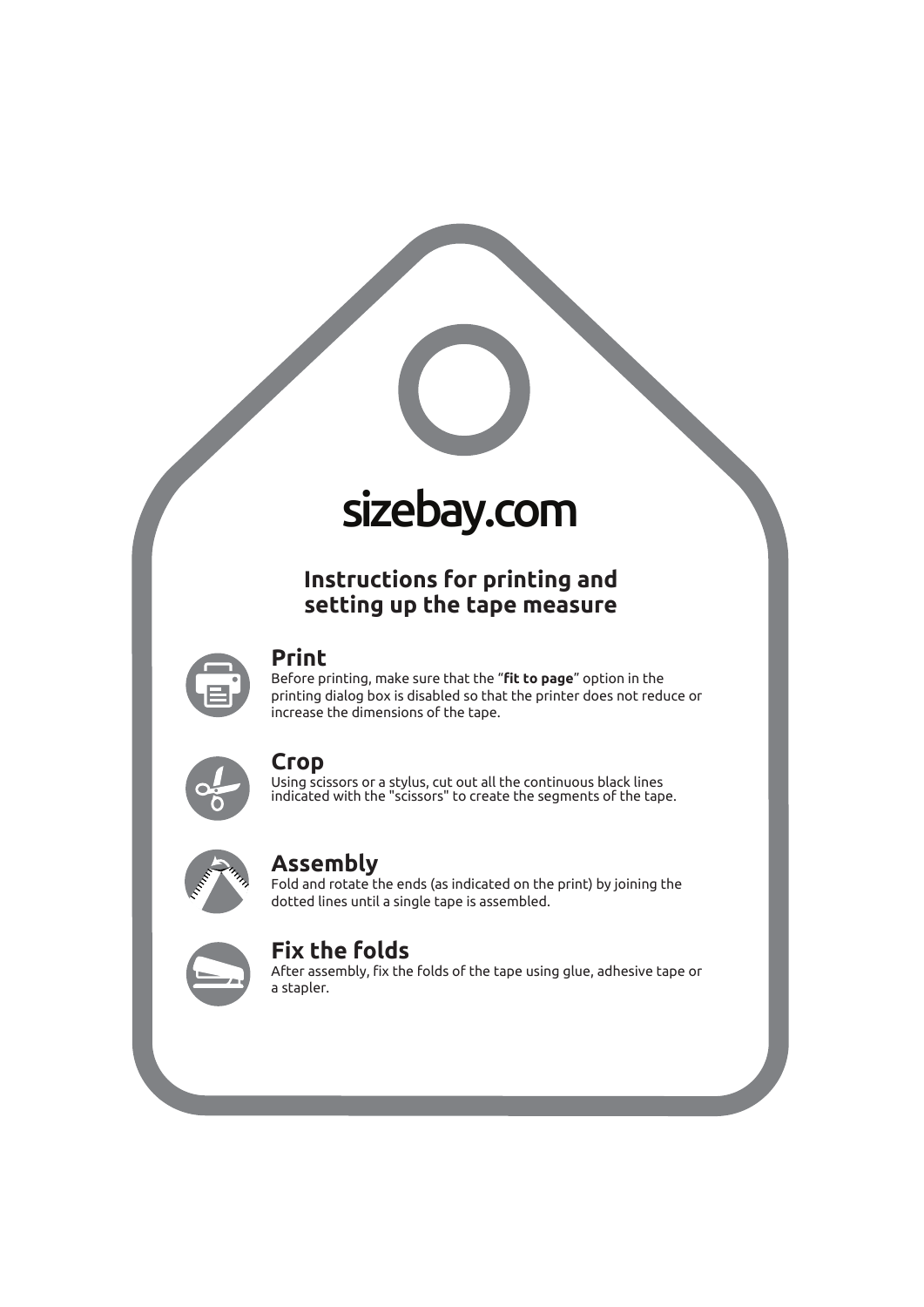# sizebay.com

## Instructions for printing and setting up the tape measure

### Print

Before printing, make sure that the “**fit to page**” option in the printing dialog box is disabled so that the printer does not reduce or increase the dimensions of the tape.

### Crop

Using scissors or a stylus, cut out all the continuous black lines indicated with the "scissors" to create the segments of the tape.

### Assembly

Fold and rotate the ends (as indicated on the print) by joining the dotted lines until a single tape is assembled.

### Fix the folds

After assembly, fix the folds of the tape using glue, adhesive tape or a stapler.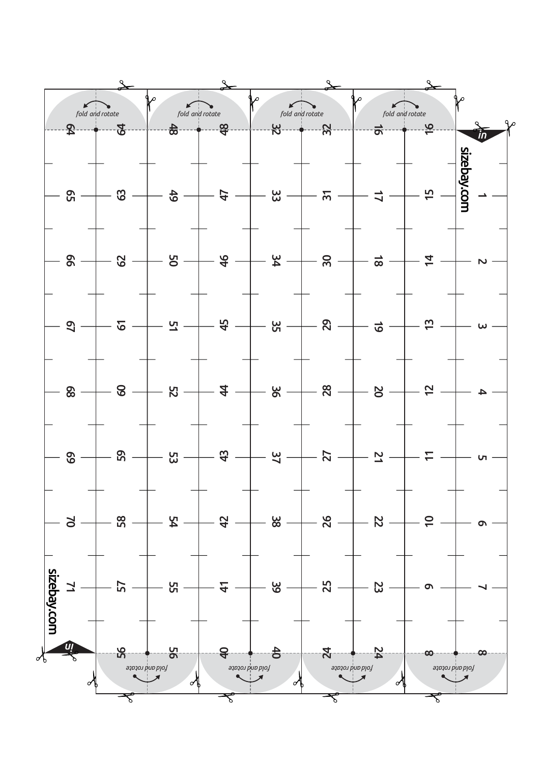sizebay.com

in

1 2 3 4 5 6 7 8

fold and rotate

8 9 10 11 12 13 14 15 16

fold and rotate

16 17 18 19 20 21 22 23 24

fold and rotate

24 25 26 27 28 29 30 31 32

fold and rotate

32 33 34 35 36 37 38 39 40

fold and rotate

40 41 42 43 44 45 46 47 48

fold and rotate

48 49 50 51 52 53 54 55 56

fold and rotate

56 57 58 59 60 61 62 63 64

fold and rotate

64 65 66 67 68 69 70 71

in

sizebay.com